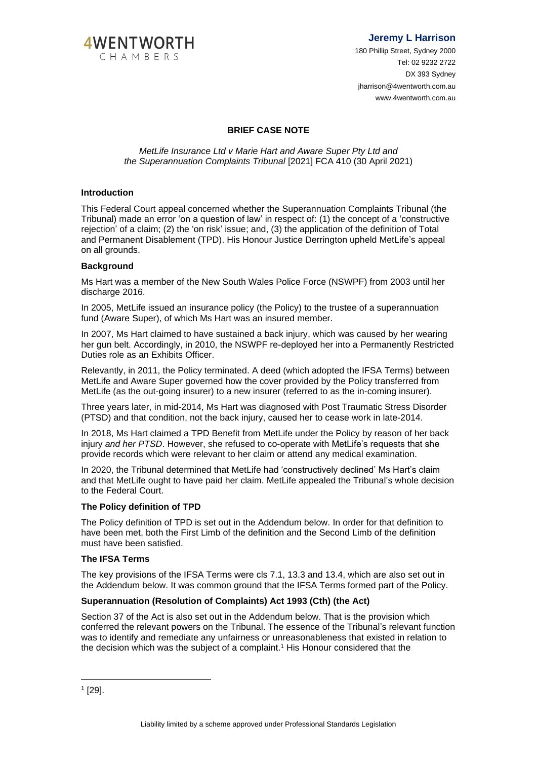4WENTWORTH CHAMBERS

**Jeremy L Harrison**

180 Phillip Street, Sydney 2000
Tel: 02 9232 2722
DX 393 Sydney
jharrison@4wentworth.com.au
www.4wentworth.com.au

## BRIEF CASE NOTE

*MetLife Insurance Ltd v Marie Hart and Aware Super Pty Ltd and the Superannuation Complaints Tribunal* [2021] FCA 410 (30 April 2021)

### Introduction

This Federal Court appeal concerned whether the Superannuation Complaints Tribunal (the Tribunal) made an error 'on a question of law' in respect of: (1) the concept of a 'constructive rejection' of a claim; (2) the 'on risk' issue; and, (3) the application of the definition of Total and Permanent Disablement (TPD). His Honour Justice Derrington upheld MetLife's appeal on all grounds.

### Background

Ms Hart was a member of the New South Wales Police Force (NSWPF) from 2003 until her discharge 2016.

In 2005, MetLife issued an insurance policy (the Policy) to the trustee of a superannuation fund (Aware Super), of which Ms Hart was an insured member.

In 2007, Ms Hart claimed to have sustained a back injury, which was caused by her wearing her gun belt. Accordingly, in 2010, the NSWPF re-deployed her into a Permanently Restricted Duties role as an Exhibits Officer.

Relevantly, in 2011, the Policy terminated. A deed (which adopted the IFSA Terms) between MetLife and Aware Super governed how the cover provided by the Policy transferred from MetLife (as the out-going insurer) to a new insurer (referred to as the in-coming insurer).

Three years later, in mid-2014, Ms Hart was diagnosed with Post Traumatic Stress Disorder (PTSD) and that condition, not the back injury, caused her to cease work in late-2014.

In 2018, Ms Hart claimed a TPD Benefit from MetLife under the Policy by reason of her back injury *and her PTSD*. However, she refused to co-operate with MetLife's requests that she provide records which were relevant to her claim or attend any medical examination.

In 2020, the Tribunal determined that MetLife had 'constructively declined' Ms Hart's claim and that MetLife ought to have paid her claim. MetLife appealed the Tribunal's whole decision to the Federal Court.

### The Policy definition of TPD

The Policy definition of TPD is set out in the Addendum below. In order for that definition to have been met, both the First Limb of the definition and the Second Limb of the definition must have been satisfied.

### The IFSA Terms

The key provisions of the IFSA Terms were cls 7.1, 13.3 and 13.4, which are also set out in the Addendum below. It was common ground that the IFSA Terms formed part of the Policy.

### Superannuation (Resolution of Complaints) Act 1993 (Cth) (the Act)

Section 37 of the Act is also set out in the Addendum below. That is the provision which conferred the relevant powers on the Tribunal. The essence of the Tribunal's relevant function was to identify and remediate any unfairness or unreasonableness that existed in relation to the decision which was the subject of a complaint.[1] His Honour considered that the

[1] [29].

Liability limited by a scheme approved under Professional Standards Legislation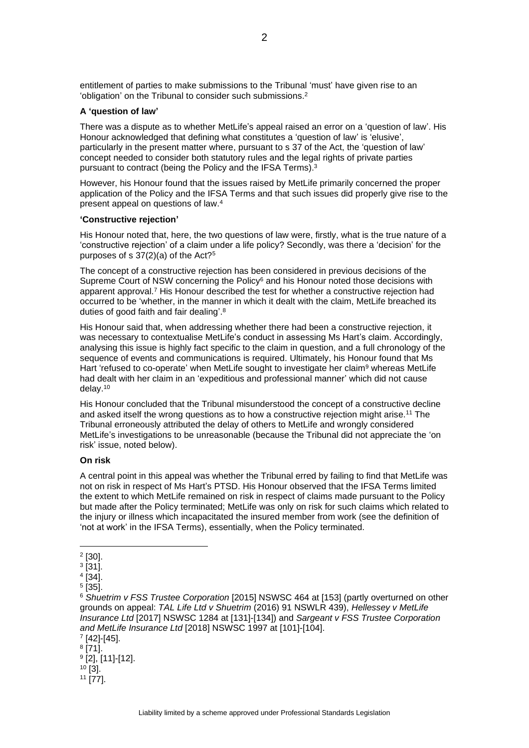entitlement of parties to make submissions to the Tribunal 'must' have given rise to an 'obligation' on the Tribunal to consider such submissions.[2]

**A 'question of law'**

There was a dispute as to whether MetLife's appeal raised an error on a 'question of law'. His Honour acknowledged that defining what constitutes a 'question of law' is 'elusive', particularly in the present matter where, pursuant to s 37 of the Act, the 'question of law' concept needed to consider both statutory rules and the legal rights of private parties pursuant to contract (being the Policy and the IFSA Terms).[3]

However, his Honour found that the issues raised by MetLife primarily concerned the proper application of the Policy and the IFSA Terms and that such issues did properly give rise to the present appeal on questions of law.[4]

**'Constructive rejection'**

His Honour noted that, here, the two questions of law were, firstly, what is the true nature of a 'constructive rejection' of a claim under a life policy? Secondly, was there a 'decision' for the purposes of s 37(2)(a) of the Act?[5]

The concept of a constructive rejection has been considered in previous decisions of the Supreme Court of NSW concerning the Policy[6] and his Honour noted those decisions with apparent approval.[7] His Honour described the test for whether a constructive rejection had occurred to be 'whether, in the manner in which it dealt with the claim, MetLife breached its duties of good faith and fair dealing'.[8]

His Honour said that, when addressing whether there had been a constructive rejection, it was necessary to contextualise MetLife's conduct in assessing Ms Hart's claim. Accordingly, analysing this issue is highly fact specific to the claim in question, and a full chronology of the sequence of events and communications is required. Ultimately, his Honour found that Ms Hart 'refused to co-operate' when MetLife sought to investigate her claim[9] whereas MetLife had dealt with her claim in an 'expeditious and professional manner' which did not cause delay.[10]

His Honour concluded that the Tribunal misunderstood the concept of a constructive decline and asked itself the wrong questions as to how a constructive rejection might arise.[11] The Tribunal erroneously attributed the delay of others to MetLife and wrongly considered MetLife's investigations to be unreasonable (because the Tribunal did not appreciate the 'on risk' issue, noted below).

**On risk**

A central point in this appeal was whether the Tribunal erred by failing to find that MetLife was not on risk in respect of Ms Hart's PTSD. His Honour observed that the IFSA Terms limited the extent to which MetLife remained on risk in respect of claims made pursuant to the Policy but made after the Policy terminated; MetLife was only on risk for such claims which related to the injury or illness which incapacitated the insured member from work (see the definition of 'not at work' in the IFSA Terms), essentially, when the Policy terminated.

---

[2] [30].

[3] [31].

[4] [34].

[5] [35].

[6] *Shuetrim v FSS Trustee Corporation* [2015] NSWSC 464 at [153] (partly overturned on other grounds on appeal: *TAL Life Ltd v Shuetrim* (2016) 91 NSWLR 439), *Hellessey v MetLife Insurance Ltd* [2017] NSWSC 1284 at [131]-[134]) and *Sargeant v FSS Trustee Corporation and MetLife Insurance Ltd* [2018] NSWSC 1997 at [101]-[104].

[7] [42]-[45].

[8] [71].

[9] [2], [11]-[12].

[10] [3].

[11] [77].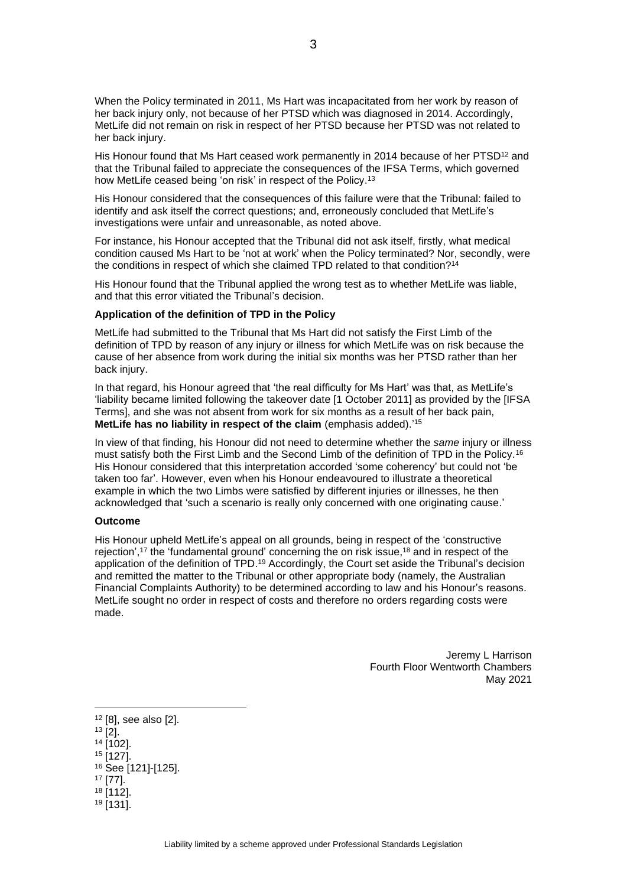When the Policy terminated in 2011, Ms Hart was incapacitated from her work by reason of her back injury only, not because of her PTSD which was diagnosed in 2014. Accordingly, MetLife did not remain on risk in respect of her PTSD because her PTSD was not related to her back injury.

His Honour found that Ms Hart ceased work permanently in 2014 because of her PTSD[12] and that the Tribunal failed to appreciate the consequences of the IFSA Terms, which governed how MetLife ceased being 'on risk' in respect of the Policy.[13]

His Honour considered that the consequences of this failure were that the Tribunal: failed to identify and ask itself the correct questions; and, erroneously concluded that MetLife's investigations were unfair and unreasonable, as noted above.

For instance, his Honour accepted that the Tribunal did not ask itself, firstly, what medical condition caused Ms Hart to be 'not at work' when the Policy terminated? Nor, secondly, were the conditions in respect of which she claimed TPD related to that condition?[14]

His Honour found that the Tribunal applied the wrong test as to whether MetLife was liable, and that this error vitiated the Tribunal's decision.

**Application of the definition of TPD in the Policy**

MetLife had submitted to the Tribunal that Ms Hart did not satisfy the First Limb of the definition of TPD by reason of any injury or illness for which MetLife was on risk because the cause of her absence from work during the initial six months was her PTSD rather than her back injury.

In that regard, his Honour agreed that 'the real difficulty for Ms Hart' was that, as MetLife's 'liability became limited following the takeover date [1 October 2011] as provided by the [IFSA Terms], and she was not absent from work for six months as a result of her back pain, **MetLife has no liability in respect of the claim** (emphasis added).'[15]

In view of that finding, his Honour did not need to determine whether the *same* injury or illness must satisfy both the First Limb and the Second Limb of the definition of TPD in the Policy.[16] His Honour considered that this interpretation accorded 'some coherency' but could not 'be taken too far'. However, even when his Honour endeavoured to illustrate a theoretical example in which the two Limbs were satisfied by different injuries or illnesses, he then acknowledged that 'such a scenario is really only concerned with one originating cause.'

**Outcome**

His Honour upheld MetLife's appeal on all grounds, being in respect of the 'constructive rejection',[17] the 'fundamental ground' concerning the on risk issue,[18] and in respect of the application of the definition of TPD.[19] Accordingly, the Court set aside the Tribunal's decision and remitted the matter to the Tribunal or other appropriate body (namely, the Australian Financial Complaints Authority) to be determined according to law and his Honour's reasons. MetLife sought no order in respect of costs and therefore no orders regarding costs were made.

Jeremy L Harrison
Fourth Floor Wentworth Chambers
May 2021

---

[12] [8], see also [2].
[13] [2].
[14] [102].
[15] [127].
[16] See [121]-[125].
[17] [77].
[18] [112].
[19] [131].

Liability limited by a scheme approved under Professional Standards Legislation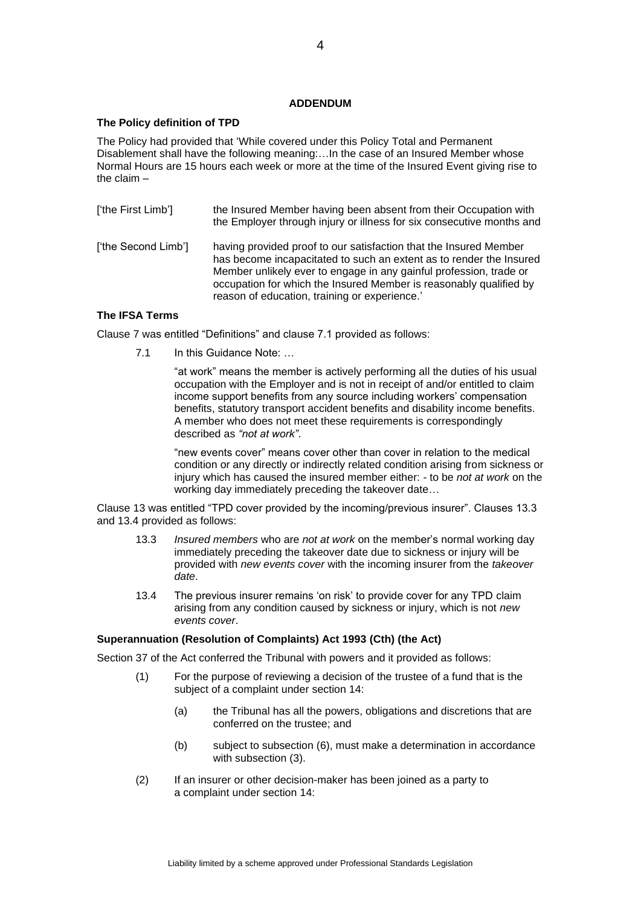**ADDENDUM**

**The Policy definition of TPD**

The Policy had provided that 'While covered under this Policy Total and Permanent Disablement shall have the following meaning:…In the case of an Insured Member whose Normal Hours are 15 hours each week or more at the time of the Insured Event giving rise to the claim –

| | |
|---|---|
| ['the First Limb'] | the Insured Member having been absent from their Occupation with the Employer through injury or illness for six consecutive months and |
| ['the Second Limb'] | having provided proof to our satisfaction that the Insured Member has become incapacitated to such an extent as to render the Insured Member unlikely ever to engage in any gainful profession, trade or occupation for which the Insured Member is reasonably qualified by reason of education, training or experience.' |

**The IFSA Terms**

Clause 7 was entitled "Definitions" and clause 7.1 provided as follows:

> 7.1 In this Guidance Note: …
>
> "at work" means the member is actively performing all the duties of his usual occupation with the Employer and is not in receipt of and/or entitled to claim income support benefits from any source including workers' compensation benefits, statutory transport accident benefits and disability income benefits. A member who does not meet these requirements is correspondingly described as *"not at work"*.
>
> "new events cover" means cover other than cover in relation to the medical condition or any directly or indirectly related condition arising from sickness or injury which has caused the insured member either: - to be *not at work* on the working day immediately preceding the takeover date…

Clause 13 was entitled "TPD cover provided by the incoming/previous insurer". Clauses 13.3 and 13.4 provided as follows:

> 13.3 *Insured members* who are *not at work* on the member's normal working day immediately preceding the takeover date due to sickness or injury will be provided with *new events cover* with the incoming insurer from the *takeover date*.
>
> 13.4 The previous insurer remains 'on risk' to provide cover for any TPD claim arising from any condition caused by sickness or injury, which is not *new events cover*.

**Superannuation (Resolution of Complaints) Act 1993 (Cth) (the Act)**

Section 37 of the Act conferred the Tribunal with powers and it provided as follows:

> (1) For the purpose of reviewing a decision of the trustee of a fund that is the subject of a complaint under section 14:
>
> > (a) the Tribunal has all the powers, obligations and discretions that are conferred on the trustee; and
> >
> > (b) subject to subsection (6), must make a determination in accordance with subsection (3).
>
> (2) If an insurer or other decision-maker has been joined as a party to a complaint under section 14: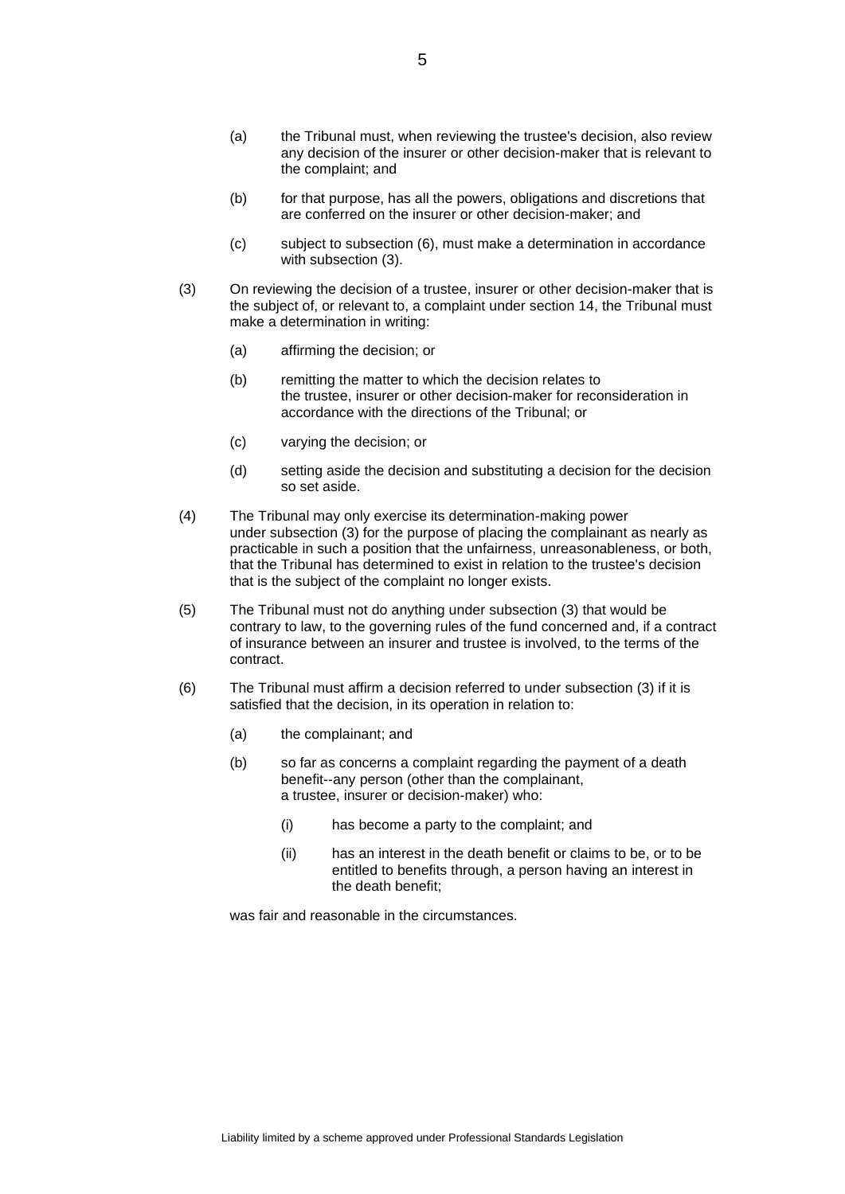(a) the Tribunal must, when reviewing the trustee's decision, also review any decision of the insurer or other decision-maker that is relevant to the complaint; and

(b) for that purpose, has all the powers, obligations and discretions that are conferred on the insurer or other decision-maker; and

(c) subject to subsection (6), must make a determination in accordance with subsection (3).

(3) On reviewing the decision of a trustee, insurer or other decision-maker that is the subject of, or relevant to, a complaint under section 14, the Tribunal must make a determination in writing:

(a) affirming the decision; or

(b) remitting the matter to which the decision relates to the trustee, insurer or other decision-maker for reconsideration in accordance with the directions of the Tribunal; or

(c) varying the decision; or

(d) setting aside the decision and substituting a decision for the decision so set aside.

(4) The Tribunal may only exercise its determination-making power under subsection (3) for the purpose of placing the complainant as nearly as practicable in such a position that the unfairness, unreasonableness, or both, that the Tribunal has determined to exist in relation to the trustee's decision that is the subject of the complaint no longer exists.

(5) The Tribunal must not do anything under subsection (3) that would be contrary to law, to the governing rules of the fund concerned and, if a contract of insurance between an insurer and trustee is involved, to the terms of the contract.

(6) The Tribunal must affirm a decision referred to under subsection (3) if it is satisfied that the decision, in its operation in relation to:

(a) the complainant; and

(b) so far as concerns a complaint regarding the payment of a death benefit--any person (other than the complainant, a trustee, insurer or decision-maker) who:

(i) has become a party to the complaint; and

(ii) has an interest in the death benefit or claims to be, or to be entitled to benefits through, a person having an interest in the death benefit;

was fair and reasonable in the circumstances.